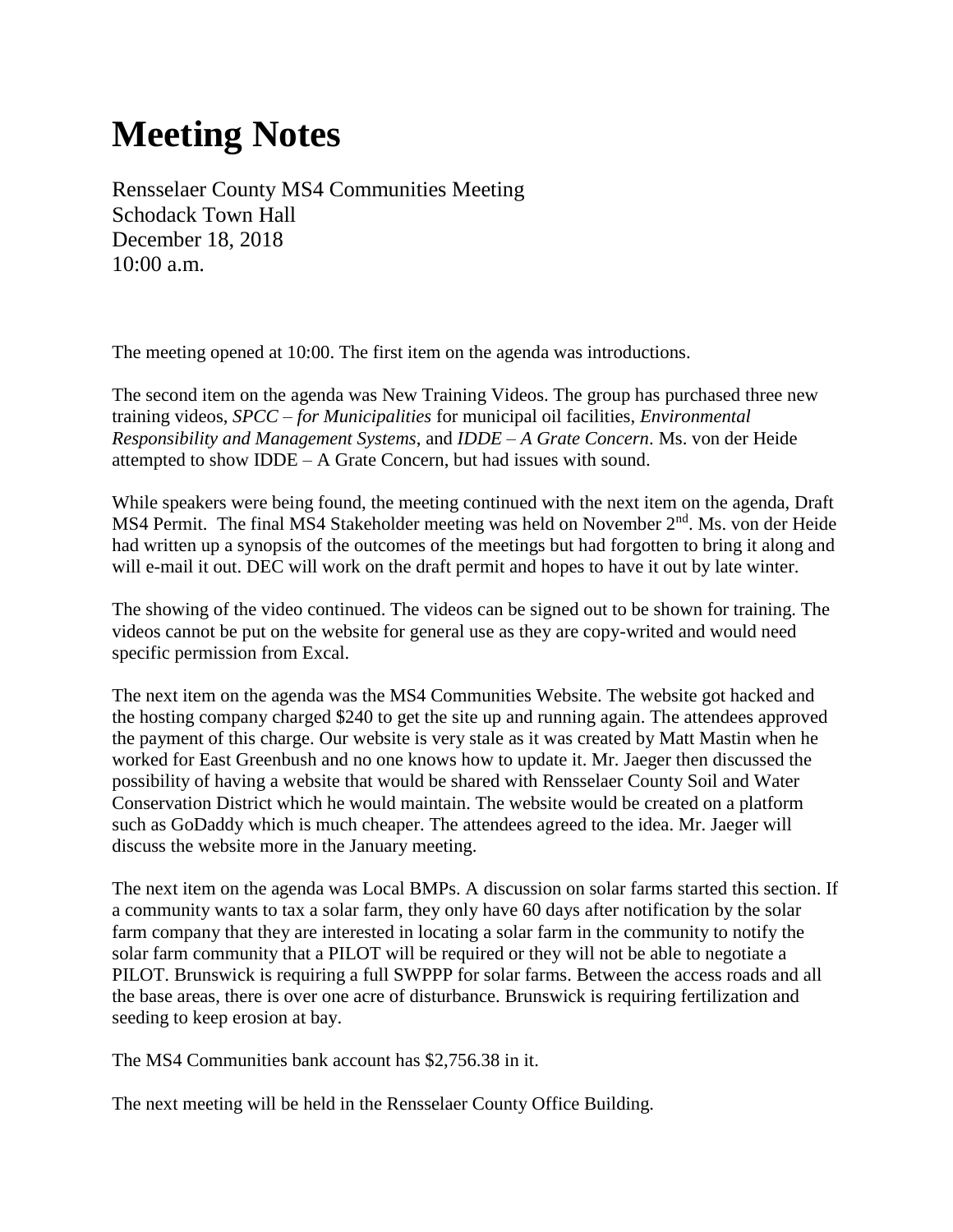# Meeting Notes

Rensselaer County MS4 Communities Meeting
Schodack Town Hall
December 18, 2018
10:00 a.m.

The meeting opened at 10:00. The first item on the agenda was introductions.

The second item on the agenda was New Training Videos. The group has purchased three new training videos, *SPCC – for Municipalities* for municipal oil facilities, *Environmental Responsibility and Management Systems*, and *IDDE – A Grate Concern*. Ms. von der Heide attempted to show IDDE – A Grate Concern, but had issues with sound.

While speakers were being found, the meeting continued with the next item on the agenda, Draft MS4 Permit. The final MS4 Stakeholder meeting was held on November 2nd. Ms. von der Heide had written up a synopsis of the outcomes of the meetings but had forgotten to bring it along and will e-mail it out. DEC will work on the draft permit and hopes to have it out by late winter.

The showing of the video continued. The videos can be signed out to be shown for training. The videos cannot be put on the website for general use as they are copy-writed and would need specific permission from Excal.

The next item on the agenda was the MS4 Communities Website. The website got hacked and the hosting company charged $240 to get the site up and running again. The attendees approved the payment of this charge. Our website is very stale as it was created by Matt Mastin when he worked for East Greenbush and no one knows how to update it. Mr. Jaeger then discussed the possibility of having a website that would be shared with Rensselaer County Soil and Water Conservation District which he would maintain. The website would be created on a platform such as GoDaddy which is much cheaper. The attendees agreed to the idea. Mr. Jaeger will discuss the website more in the January meeting.

The next item on the agenda was Local BMPs. A discussion on solar farms started this section. If a community wants to tax a solar farm, they only have 60 days after notification by the solar farm company that they are interested in locating a solar farm in the community to notify the solar farm community that a PILOT will be required or they will not be able to negotiate a PILOT. Brunswick is requiring a full SWPPP for solar farms. Between the access roads and all the base areas, there is over one acre of disturbance. Brunswick is requiring fertilization and seeding to keep erosion at bay.

The MS4 Communities bank account has $2,756.38 in it.

The next meeting will be held in the Rensselaer County Office Building.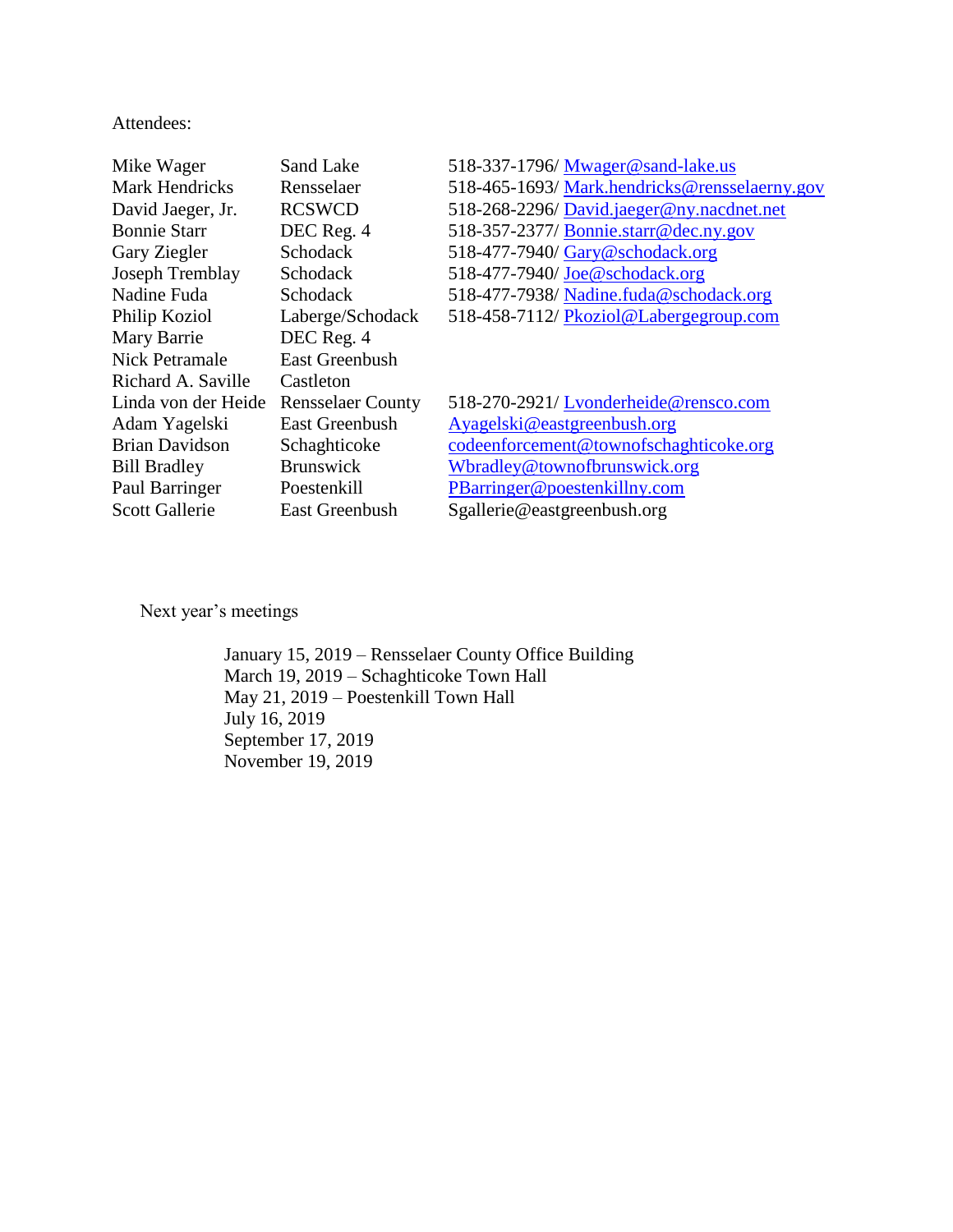Attendees:

| | | |
|---|---|---|
| Mike Wager | Sand Lake | 518-337-1796/ Mwager@sand-lake.us |
| Mark Hendricks | Rensselaer | 518-465-1693/ Mark.hendricks@rensselaerny.gov |
| David Jaeger, Jr. | RCSWCD | 518-268-2296/ David.jaeger@ny.nacdnet.net |
| Bonnie Starr | DEC Reg. 4 | 518-357-2377/ Bonnie.starr@dec.ny.gov |
| Gary Ziegler | Schodack | 518-477-7940/ Gary@schodack.org |
| Joseph Tremblay | Schodack | 518-477-7940/ Joe@schodack.org |
| Nadine Fuda | Schodack | 518-477-7938/ Nadine.fuda@schodack.org |
| Philip Koziol | Laberge/Schodack | 518-458-7112/ Pkoziol@Labergegroup.com |
| Mary Barrie | DEC Reg. 4 | |
| Nick Petramale | East Greenbush | |
| Richard A. Saville | Castleton | |
| Linda von der Heide | Rensselaer County | 518-270-2921/ Lvonderheide@rensco.com |
| Adam Yagelski | East Greenbush | Ayagelski@eastgreenbush.org |
| Brian Davidson | Schaghticoke | codeenforcement@townofschaghticoke.org |
| Bill Bradley | Brunswick | Wbradley@townofbrunswick.org |
| Paul Barringer | Poestenkill | PBarringer@poestenkillny.com |
| Scott Gallerie | East Greenbush | Sgallerie@eastgreenbush.org |

Next year's meetings

January 15, 2019 – Rensselaer County Office Building
March 19, 2019 – Schaghticoke Town Hall
May 21, 2019 – Poestenkill Town Hall
July 16, 2019
September 17, 2019
November 19, 2019